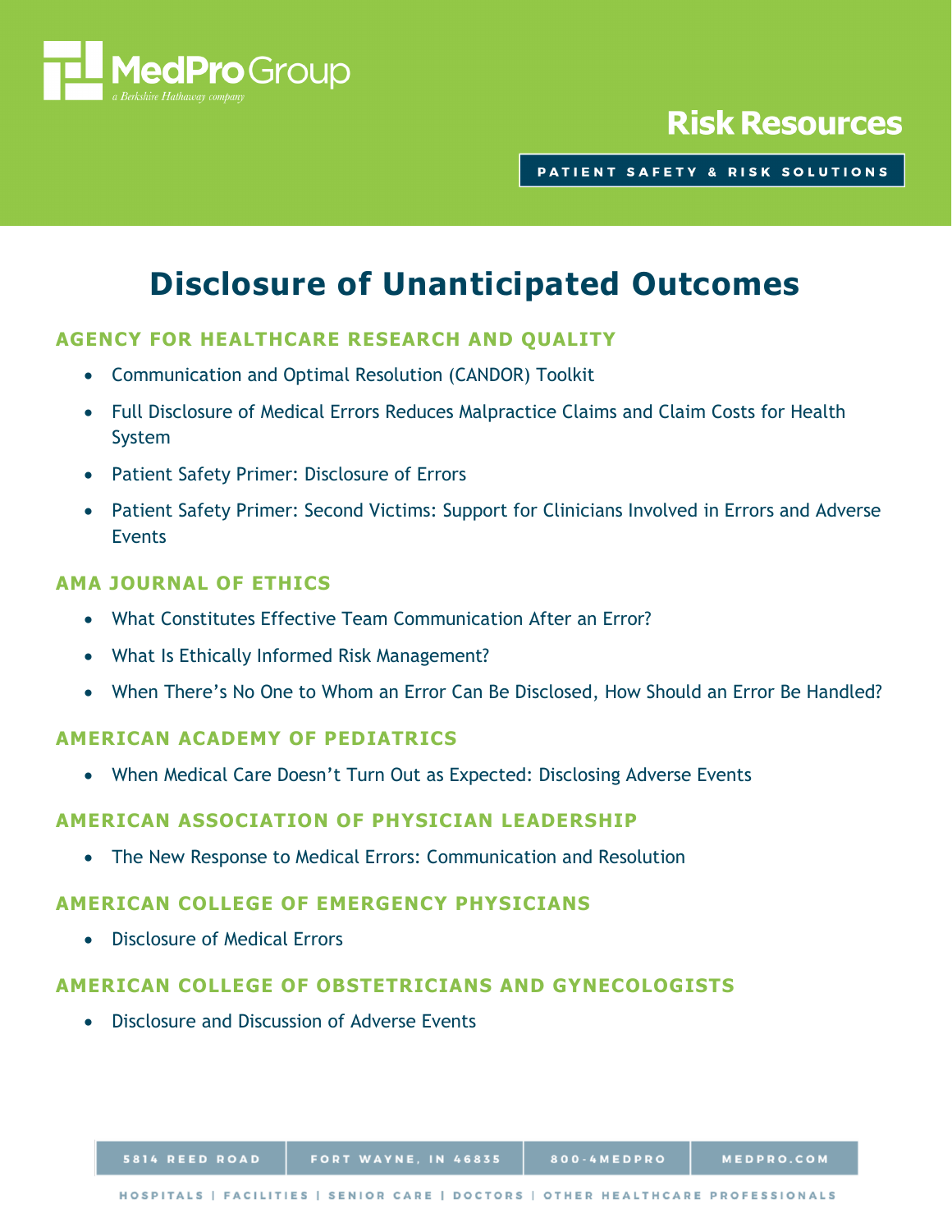MedPro Group

a Berkshire Hathaway company

Risk Resources

PATIENT SAFETY & RISK SOLUTIONS

# Disclosure of Unanticipated Outcomes

## AGENCY FOR HEALTHCARE RESEARCH AND QUALITY

- Communication and Optimal Resolution (CANDOR) Toolkit
- Full Disclosure of Medical Errors Reduces Malpractice Claims and Claim Costs for Health System
- Patient Safety Primer: Disclosure of Errors
- Patient Safety Primer: Second Victims: Support for Clinicians Involved in Errors and Adverse Events

## AMA JOURNAL OF ETHICS

- What Constitutes Effective Team Communication After an Error?
- What Is Ethically Informed Risk Management?
- When There's No One to Whom an Error Can Be Disclosed, How Should an Error Be Handled?

## AMERICAN ACADEMY OF PEDIATRICS

- When Medical Care Doesn't Turn Out as Expected: Disclosing Adverse Events

## AMERICAN ASSOCIATION OF PHYSICIAN LEADERSHIP

- The New Response to Medical Errors: Communication and Resolution

## AMERICAN COLLEGE OF EMERGENCY PHYSICIANS

- Disclosure of Medical Errors

## AMERICAN COLLEGE OF OBSTETRICIANS AND GYNECOLOGISTS

- Disclosure and Discussion of Adverse Events

5814 REED ROAD | FORT WAYNE, IN 46835 | 800-4MEDPRO | MEDPRO.COM

HOSPITALS | FACILITIES | SENIOR CARE | DOCTORS | OTHER HEALTHCARE PROFESSIONALS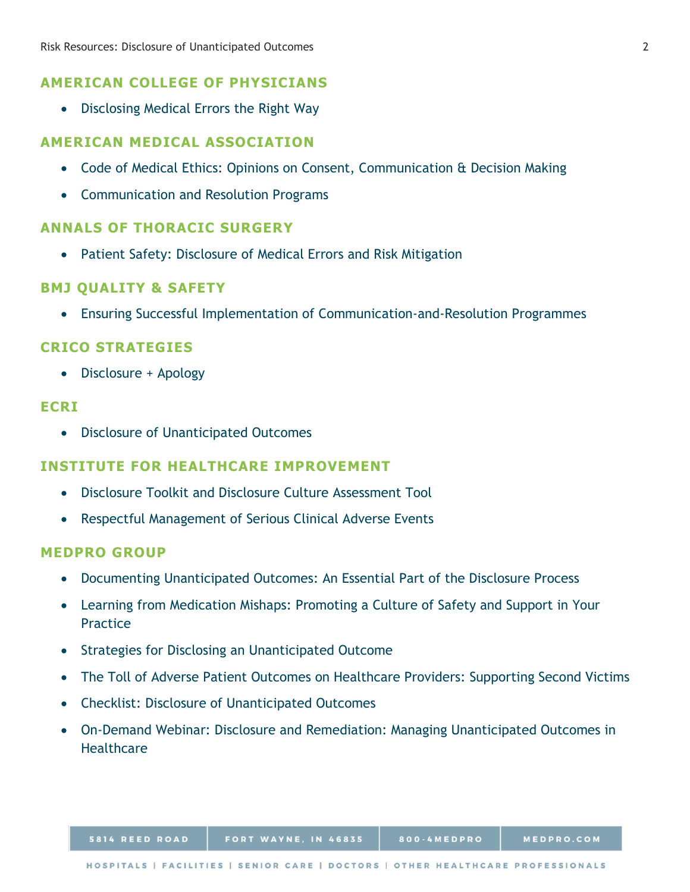## AMERICAN COLLEGE OF PHYSICIANS

- Disclosing Medical Errors the Right Way

## AMERICAN MEDICAL ASSOCIATION

- Code of Medical Ethics: Opinions on Consent, Communication & Decision Making
- Communication and Resolution Programs

## ANNALS OF THORACIC SURGERY

- Patient Safety: Disclosure of Medical Errors and Risk Mitigation

## BMJ QUALITY & SAFETY

- Ensuring Successful Implementation of Communication-and-Resolution Programmes

## CRICO STRATEGIES

- Disclosure + Apology

## ECRI

- Disclosure of Unanticipated Outcomes

## INSTITUTE FOR HEALTHCARE IMPROVEMENT

- Disclosure Toolkit and Disclosure Culture Assessment Tool
- Respectful Management of Serious Clinical Adverse Events

## MEDPRO GROUP

- Documenting Unanticipated Outcomes: An Essential Part of the Disclosure Process
- Learning from Medication Mishaps: Promoting a Culture of Safety and Support in Your Practice
- Strategies for Disclosing an Unanticipated Outcome
- The Toll of Adverse Patient Outcomes on Healthcare Providers: Supporting Second Victims
- Checklist: Disclosure of Unanticipated Outcomes
- On-Demand Webinar: Disclosure and Remediation: Managing Unanticipated Outcomes in Healthcare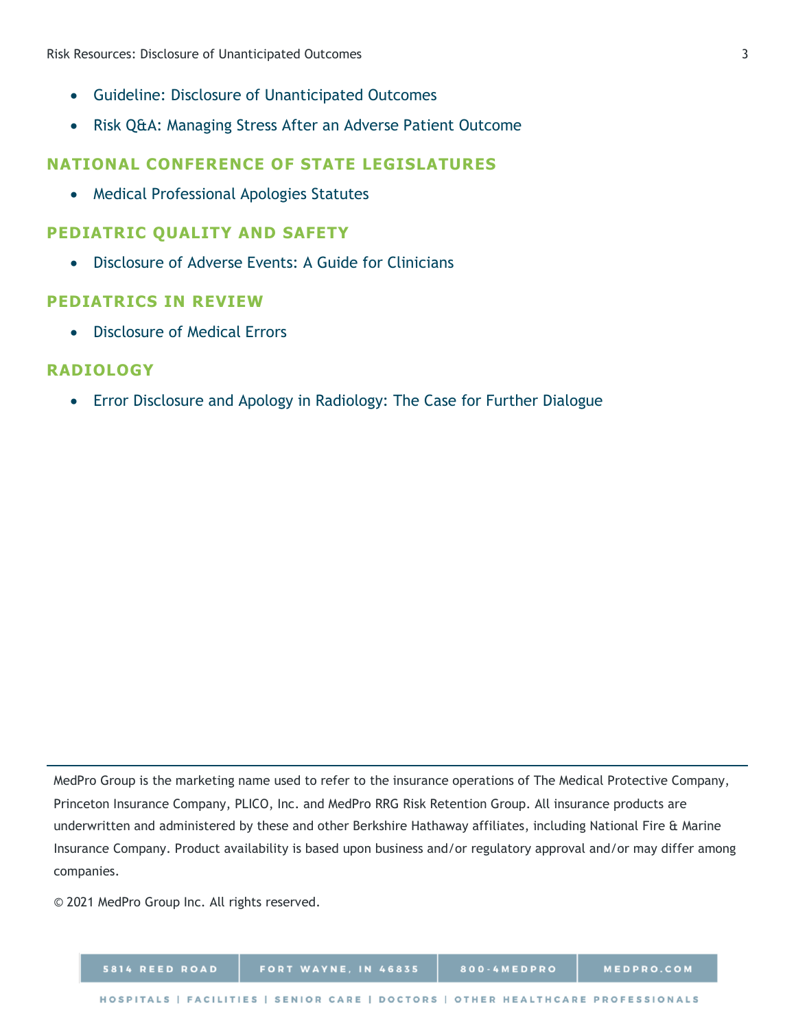- Guideline: Disclosure of Unanticipated Outcomes
- Risk Q&A: Managing Stress After an Adverse Patient Outcome

## NATIONAL CONFERENCE OF STATE LEGISLATURES

- Medical Professional Apologies Statutes

## PEDIATRIC QUALITY AND SAFETY

- Disclosure of Adverse Events: A Guide for Clinicians

## PEDIATRICS IN REVIEW

- Disclosure of Medical Errors

## RADIOLOGY

- Error Disclosure and Apology in Radiology: The Case for Further Dialogue

---

MedPro Group is the marketing name used to refer to the insurance operations of The Medical Protective Company, Princeton Insurance Company, PLICO, Inc. and MedPro RRG Risk Retention Group. All insurance products are underwritten and administered by these and other Berkshire Hathaway affiliates, including National Fire & Marine Insurance Company. Product availability is based upon business and/or regulatory approval and/or may differ among companies.

© 2021 MedPro Group Inc. All rights reserved.

5814 REED ROAD | FORT WAYNE, IN 46835 | 800-4MEDPRO | MEDPRO.COM

HOSPITALS | FACILITIES | SENIOR CARE | DOCTORS | OTHER HEALTHCARE PROFESSIONALS